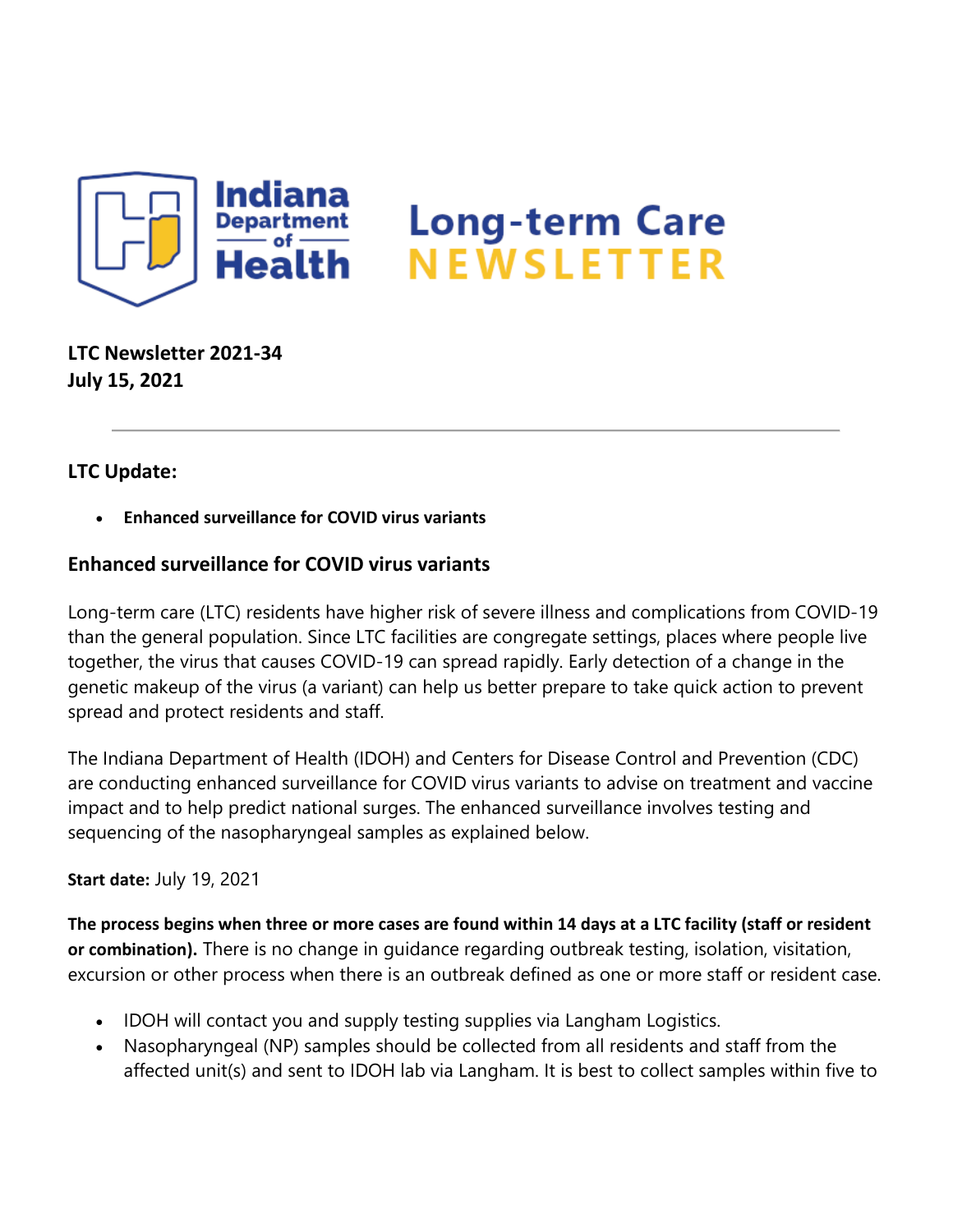Indiana Department of Health

# Long-term Care NEWSLETTER

**LTC Newsletter 2021-34**
**July 15, 2021**

---

### LTC Update:

- **Enhanced surveillance for COVID virus variants**

### Enhanced surveillance for COVID virus variants

Long-term care (LTC) residents have higher risk of severe illness and complications from COVID-19 than the general population. Since LTC facilities are congregate settings, places where people live together, the virus that causes COVID-19 can spread rapidly. Early detection of a change in the genetic makeup of the virus (a variant) can help us better prepare to take quick action to prevent spread and protect residents and staff.

The Indiana Department of Health (IDOH) and Centers for Disease Control and Prevention (CDC) are conducting enhanced surveillance for COVID virus variants to advise on treatment and vaccine impact and to help predict national surges. The enhanced surveillance involves testing and sequencing of the nasopharyngeal samples as explained below.

**Start date:** July 19, 2021

**The process begins when three or more cases are found within 14 days at a LTC facility (staff or resident or combination).** There is no change in guidance regarding outbreak testing, isolation, visitation, excursion or other process when there is an outbreak defined as one or more staff or resident case.

- IDOH will contact you and supply testing supplies via Langham Logistics.
- Nasopharyngeal (NP) samples should be collected from all residents and staff from the affected unit(s) and sent to IDOH lab via Langham. It is best to collect samples within five to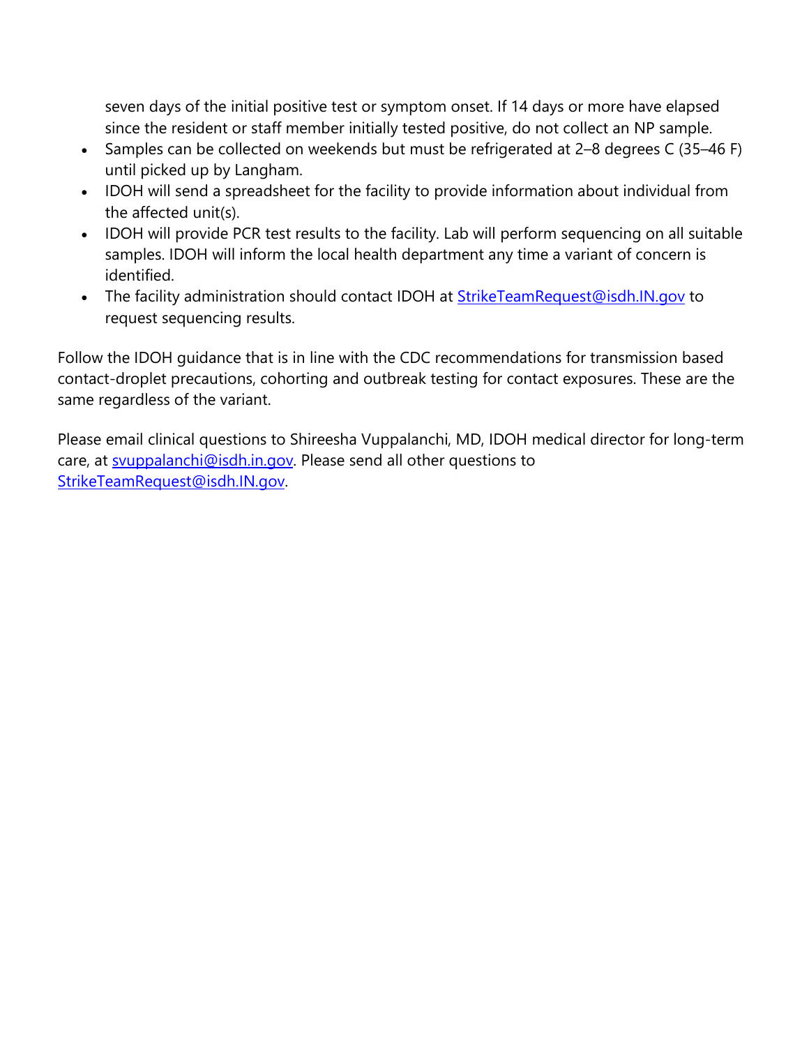seven days of the initial positive test or symptom onset. If 14 days or more have elapsed since the resident or staff member initially tested positive, do not collect an NP sample.

- Samples can be collected on weekends but must be refrigerated at 2–8 degrees C (35–46 F) until picked up by Langham.
- IDOH will send a spreadsheet for the facility to provide information about individual from the affected unit(s).
- IDOH will provide PCR test results to the facility. Lab will perform sequencing on all suitable samples. IDOH will inform the local health department any time a variant of concern is identified.
- The facility administration should contact IDOH at [StrikeTeamRequest@isdh.IN.gov](mailto:StrikeTeamRequest@isdh.IN.gov) to request sequencing results.

Follow the IDOH guidance that is in line with the CDC recommendations for transmission based contact-droplet precautions, cohorting and outbreak testing for contact exposures. These are the same regardless of the variant.

Please email clinical questions to Shireesha Vuppalanchi, MD, IDOH medical director for long-term care, at [svuppalanchi@isdh.in.gov](mailto:svuppalanchi@isdh.in.gov). Please send all other questions to [StrikeTeamRequest@isdh.IN.gov](mailto:StrikeTeamRequest@isdh.IN.gov).